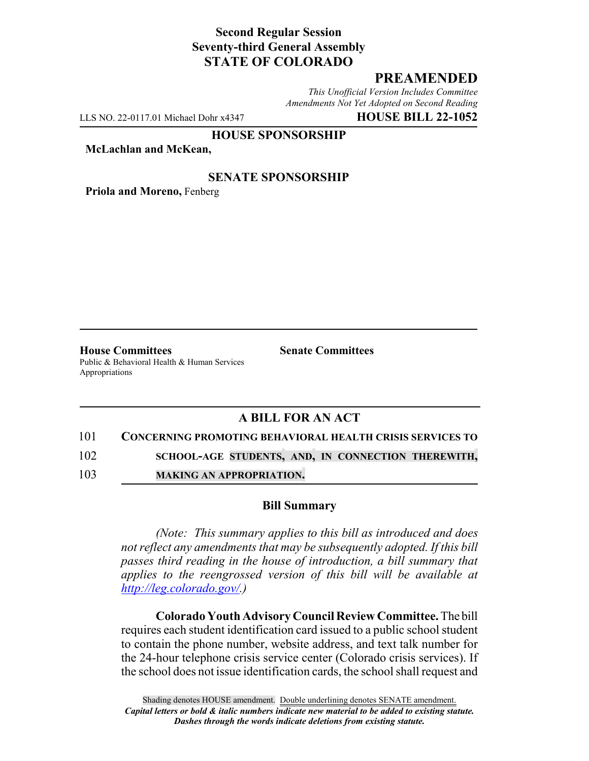**Second Regular Session**
**Seventy-third General Assembly**
**STATE OF COLORADO**

# PREAMENDED

*This Unofficial Version Includes Committee Amendments Not Yet Adopted on Second Reading*

LLS NO. 22-0117.01 Michael Dohr x4347 **HOUSE BILL 22-1052**

**HOUSE SPONSORSHIP**

**McLachlan and McKean,**

**SENATE SPONSORSHIP**

**Priola and Moreno,** Fenberg

**House Committees**
Public & Behavioral Health & Human Services
Appropriations

**Senate Committees**

## A BILL FOR AN ACT

101 **CONCERNING PROMOTING BEHAVIORAL HEALTH CRISIS SERVICES TO**
102 **SCHOOL-AGE STUDENTS, AND, IN CONNECTION THEREWITH,**
103 **MAKING AN APPROPRIATION.**

### Bill Summary

*(Note: This summary applies to this bill as introduced and does not reflect any amendments that may be subsequently adopted. If this bill passes third reading in the house of introduction, a bill summary that applies to the reengrossed version of this bill will be available at http://leg.colorado.gov/.)*

**Colorado Youth Advisory Council Review Committee.** The bill requires each student identification card issued to a public school student to contain the phone number, website address, and text talk number for the 24-hour telephone crisis service center (Colorado crisis services). If the school does not issue identification cards, the school shall request and

Shading denotes HOUSE amendment. Double underlining denotes SENATE amendment.
*Capital letters or bold & italic numbers indicate new material to be added to existing statute.*
*Dashes through the words indicate deletions from existing statute.*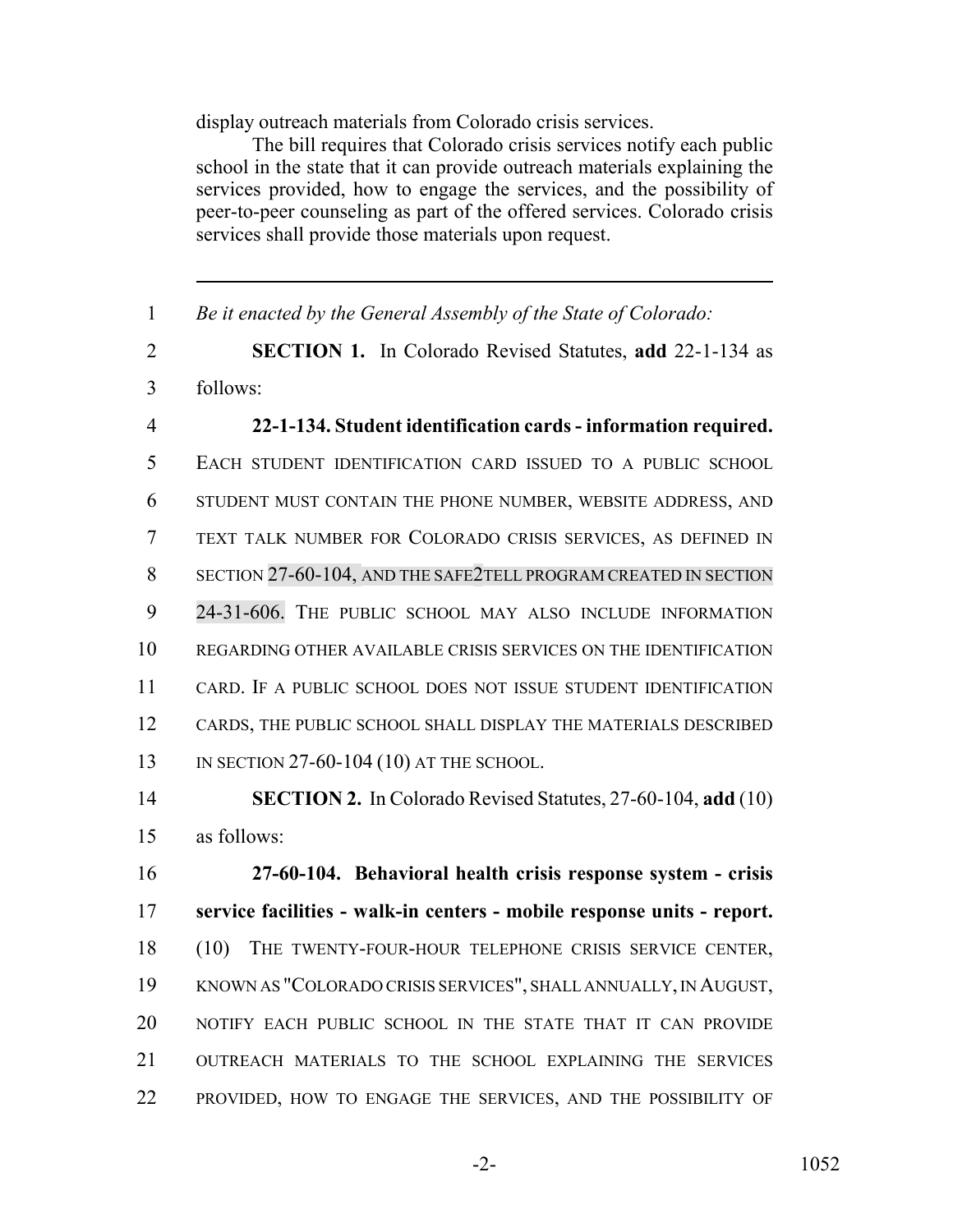display outreach materials from Colorado crisis services.

The bill requires that Colorado crisis services notify each public school in the state that it can provide outreach materials explaining the services provided, how to engage the services, and the possibility of peer-to-peer counseling as part of the offered services. Colorado crisis services shall provide those materials upon request.

---

1 *Be it enacted by the General Assembly of the State of Colorado:*

2 **SECTION 1.** In Colorado Revised Statutes, **add** 22-1-134 as
3 follows:

4 **22-1-134. Student identification cards - information required.**
5 EACH STUDENT IDENTIFICATION CARD ISSUED TO A PUBLIC SCHOOL
6 STUDENT MUST CONTAIN THE PHONE NUMBER, WEBSITE ADDRESS, AND
7 TEXT TALK NUMBER FOR COLORADO CRISIS SERVICES, AS DEFINED IN
8 SECTION 27-60-104, AND THE SAFE2TELL PROGRAM CREATED IN SECTION
9 24-31-606. THE PUBLIC SCHOOL MAY ALSO INCLUDE INFORMATION
10 REGARDING OTHER AVAILABLE CRISIS SERVICES ON THE IDENTIFICATION
11 CARD. IF A PUBLIC SCHOOL DOES NOT ISSUE STUDENT IDENTIFICATION
12 CARDS, THE PUBLIC SCHOOL SHALL DISPLAY THE MATERIALS DESCRIBED
13 IN SECTION 27-60-104 (10) AT THE SCHOOL.

14 **SECTION 2.** In Colorado Revised Statutes, 27-60-104, **add** (10)
15 as follows:

16 **27-60-104. Behavioral health crisis response system - crisis**
17 **service facilities - walk-in centers - mobile response units - report.**
18 (10) THE TWENTY-FOUR-HOUR TELEPHONE CRISIS SERVICE CENTER,
19 KNOWN AS "COLORADO CRISIS SERVICES", SHALL ANNUALLY, IN AUGUST,
20 NOTIFY EACH PUBLIC SCHOOL IN THE STATE THAT IT CAN PROVIDE
21 OUTREACH MATERIALS TO THE SCHOOL EXPLAINING THE SERVICES
22 PROVIDED, HOW TO ENGAGE THE SERVICES, AND THE POSSIBILITY OF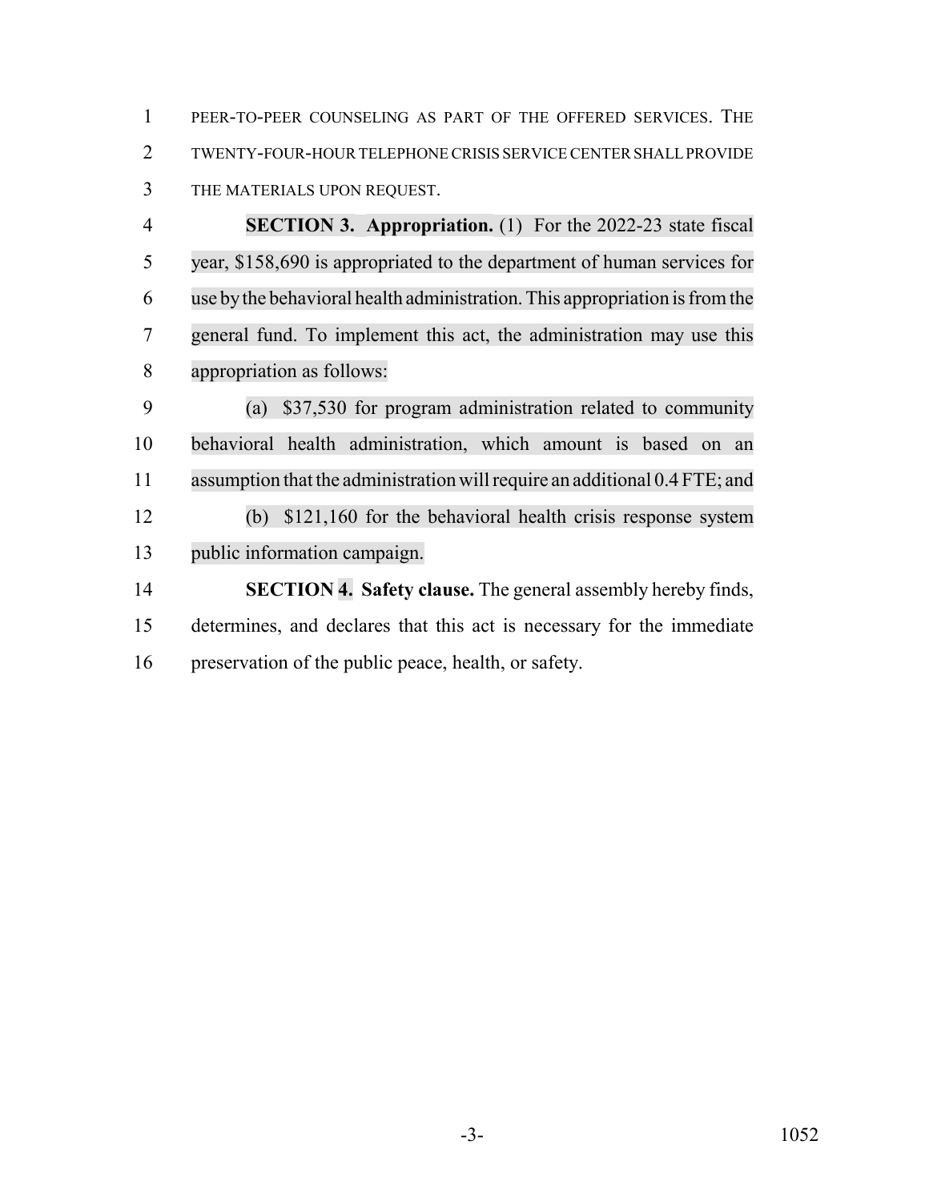PEER-TO-PEER COUNSELING AS PART OF THE OFFERED SERVICES. THE TWENTY-FOUR-HOUR TELEPHONE CRISIS SERVICE CENTER SHALL PROVIDE THE MATERIALS UPON REQUEST.

**SECTION 3. Appropriation.** (1) For the 2022-23 state fiscal year, $158,690 is appropriated to the department of human services for use by the behavioral health administration. This appropriation is from the general fund. To implement this act, the administration may use this appropriation as follows:

(a) $37,530 for program administration related to community behavioral health administration, which amount is based on an assumption that the administration will require an additional 0.4 FTE; and

(b) $121,160 for the behavioral health crisis response system public information campaign.

**SECTION 4. Safety clause.** The general assembly hereby finds, determines, and declares that this act is necessary for the immediate preservation of the public peace, health, or safety.